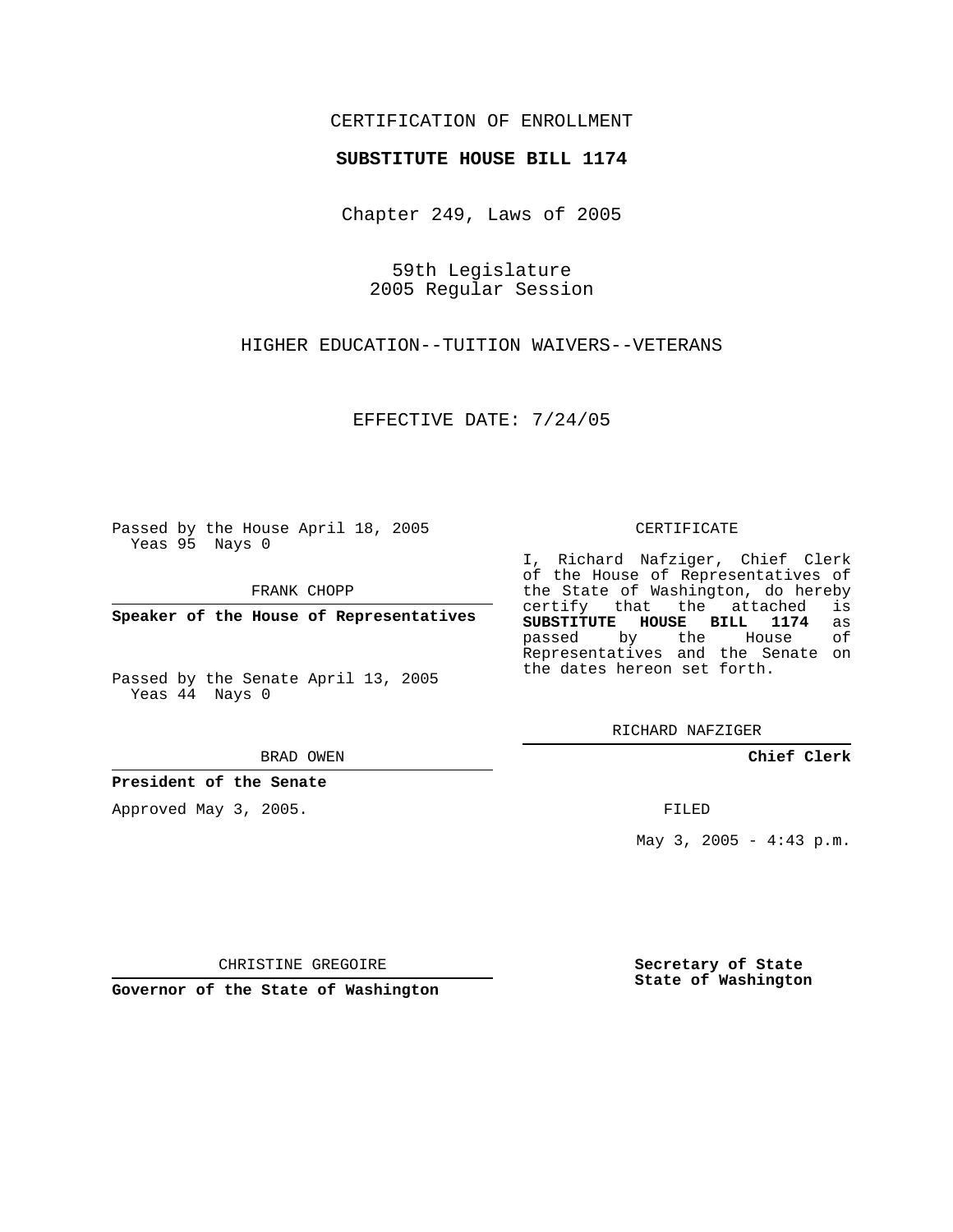CERTIFICATION OF ENROLLMENT

**SUBSTITUTE HOUSE BILL 1174**

Chapter 249, Laws of 2005

59th Legislature
2005 Regular Session

HIGHER EDUCATION--TUITION WAIVERS--VETERANS

EFFECTIVE DATE: 7/24/05

Passed by the House April 18, 2005
Yeas 95 Nays 0

FRANK CHOPP

**Speaker of the House of Representatives**

Passed by the Senate April 13, 2005
Yeas 44 Nays 0

BRAD OWEN

**President of the Senate**

Approved May 3, 2005.

CHRISTINE GREGOIRE

**Governor of the State of Washington**

CERTIFICATE

I, Richard Nafziger, Chief Clerk of the House of Representatives of the State of Washington, do hereby certify that the attached is **SUBSTITUTE HOUSE BILL 1174** as passed by the House of Representatives and the Senate on the dates hereon set forth.

RICHARD NAFZIGER

**Chief Clerk**

FILED

May 3, 2005 - 4:43 p.m.

**Secretary of State**
**State of Washington**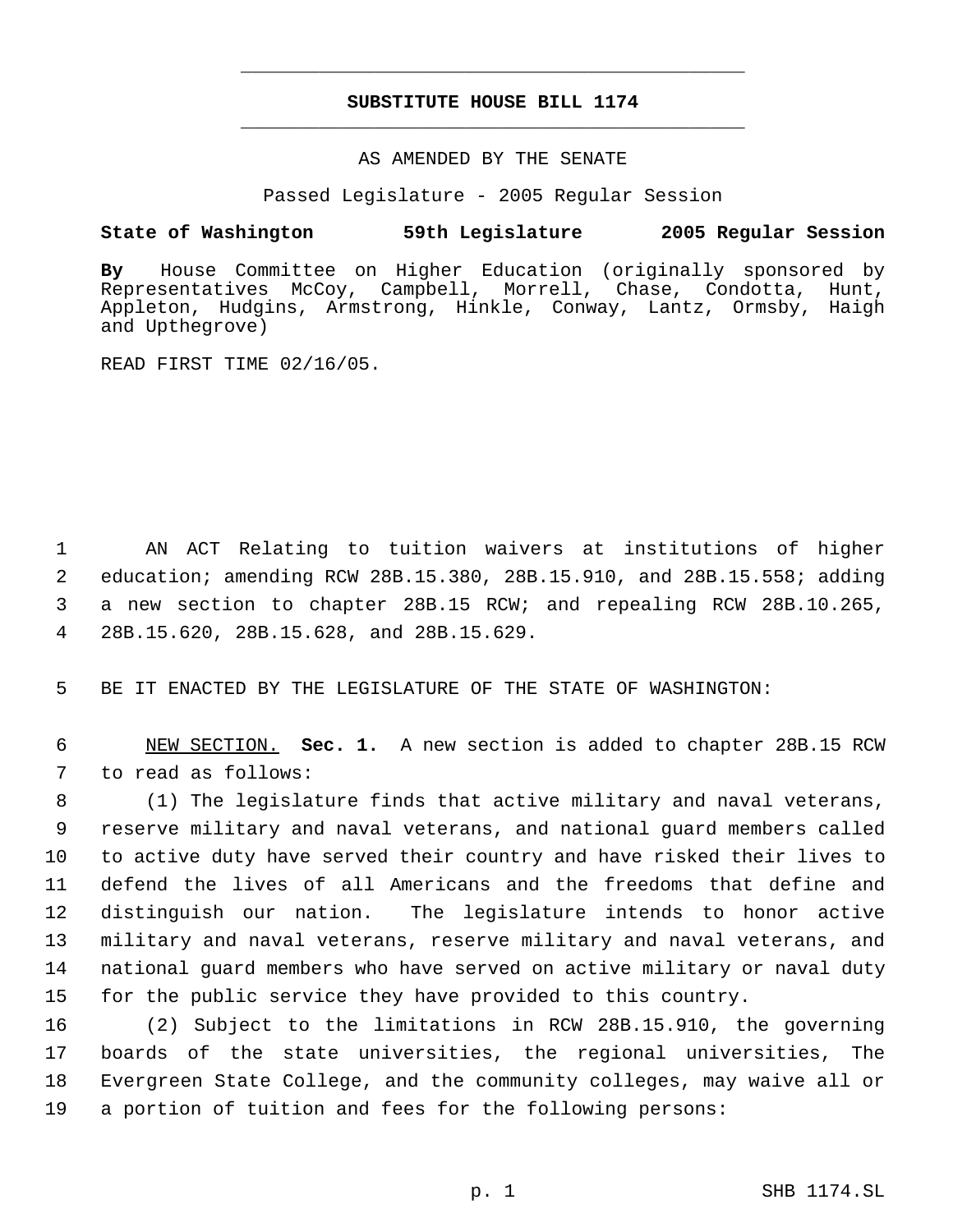# SUBSTITUTE HOUSE BILL 1174

AS AMENDED BY THE SENATE

Passed Legislature - 2005 Regular Session

**State of Washington 59th Legislature 2005 Regular Session**

**By** House Committee on Higher Education (originally sponsored by Representatives McCoy, Campbell, Morrell, Chase, Condotta, Hunt, Appleton, Hudgins, Armstrong, Hinkle, Conway, Lantz, Ormsby, Haigh and Upthegrove)

READ FIRST TIME 02/16/05.

AN ACT Relating to tuition waivers at institutions of higher education; amending RCW 28B.15.380, 28B.15.910, and 28B.15.558; adding a new section to chapter 28B.15 RCW; and repealing RCW 28B.10.265, 28B.15.620, 28B.15.628, and 28B.15.629.

BE IT ENACTED BY THE LEGISLATURE OF THE STATE OF WASHINGTON:

NEW SECTION. **Sec. 1.** A new section is added to chapter 28B.15 RCW to read as follows:

(1) The legislature finds that active military and naval veterans, reserve military and naval veterans, and national guard members called to active duty have served their country and have risked their lives to defend the lives of all Americans and the freedoms that define and distinguish our nation. The legislature intends to honor active military and naval veterans, reserve military and naval veterans, and national guard members who have served on active military or naval duty for the public service they have provided to this country.

(2) Subject to the limitations in RCW 28B.15.910, the governing boards of the state universities, the regional universities, The Evergreen State College, and the community colleges, may waive all or a portion of tuition and fees for the following persons: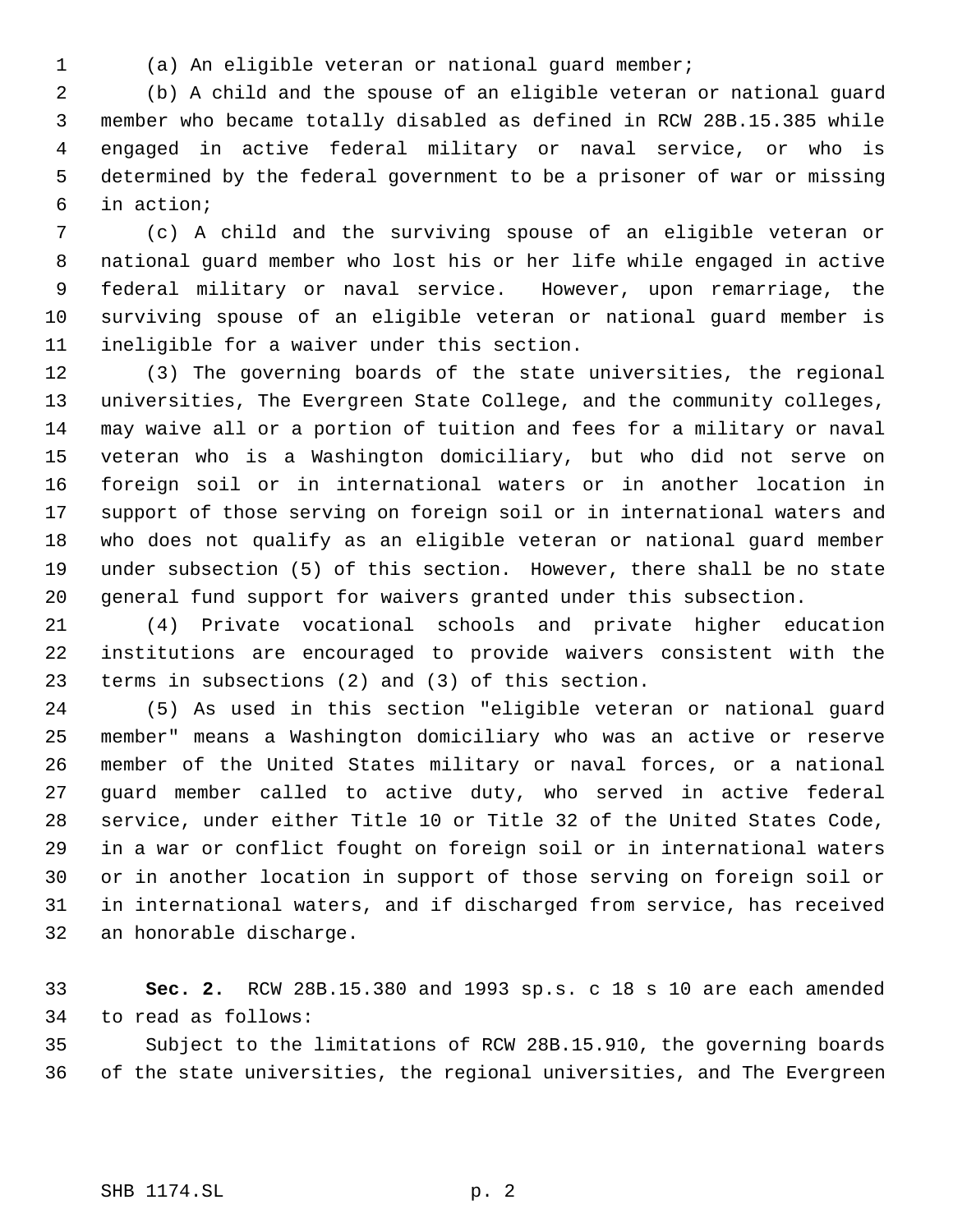(a) An eligible veteran or national guard member;

(b) A child and the spouse of an eligible veteran or national guard member who became totally disabled as defined in RCW 28B.15.385 while engaged in active federal military or naval service, or who is determined by the federal government to be a prisoner of war or missing in action;

(c) A child and the surviving spouse of an eligible veteran or national guard member who lost his or her life while engaged in active federal military or naval service. However, upon remarriage, the surviving spouse of an eligible veteran or national guard member is ineligible for a waiver under this section.

(3) The governing boards of the state universities, the regional universities, The Evergreen State College, and the community colleges, may waive all or a portion of tuition and fees for a military or naval veteran who is a Washington domiciliary, but who did not serve on foreign soil or in international waters or in another location in support of those serving on foreign soil or in international waters and who does not qualify as an eligible veteran or national guard member under subsection (5) of this section. However, there shall be no state general fund support for waivers granted under this subsection.

(4) Private vocational schools and private higher education institutions are encouraged to provide waivers consistent with the terms in subsections (2) and (3) of this section.

(5) As used in this section "eligible veteran or national guard member" means a Washington domiciliary who was an active or reserve member of the United States military or naval forces, or a national guard member called to active duty, who served in active federal service, under either Title 10 or Title 32 of the United States Code, in a war or conflict fought on foreign soil or in international waters or in another location in support of those serving on foreign soil or in international waters, and if discharged from service, has received an honorable discharge.

**Sec. 2.** RCW 28B.15.380 and 1993 sp.s. c 18 s 10 are each amended to read as follows:

Subject to the limitations of RCW 28B.15.910, the governing boards of the state universities, the regional universities, and The Evergreen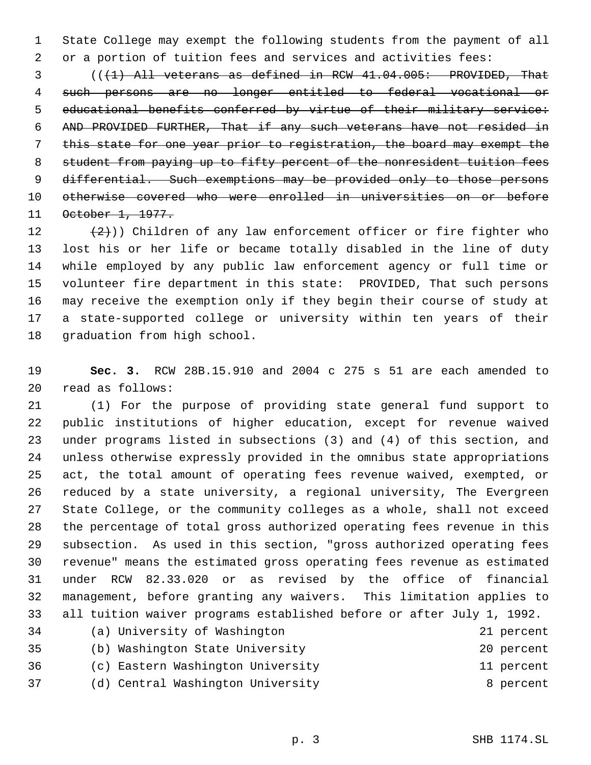State College may exempt the following students from the payment of all or a portion of tuition fees and services and activities fees:

((~~(1) All veterans as defined in RCW 41.04.005: PROVIDED, That such persons are no longer entitled to federal vocational or educational benefits conferred by virtue of their military service: AND PROVIDED FURTHER, That if any such veterans have not resided in this state for one year prior to registration, the board may exempt the student from paying up to fifty percent of the nonresident tuition fees differential. Such exemptions may be provided only to those persons otherwise covered who were enrolled in universities on or before October 1, 1977.~~

~~(2)~~)) Children of any law enforcement officer or fire fighter who lost his or her life or became totally disabled in the line of duty while employed by any public law enforcement agency or full time or volunteer fire department in this state: PROVIDED, That such persons may receive the exemption only if they begin their course of study at a state-supported college or university within ten years of their graduation from high school.

**Sec. 3.** RCW 28B.15.910 and 2004 c 275 s 51 are each amended to read as follows:

(1) For the purpose of providing state general fund support to public institutions of higher education, except for revenue waived under programs listed in subsections (3) and (4) of this section, and unless otherwise expressly provided in the omnibus state appropriations act, the total amount of operating fees revenue waived, exempted, or reduced by a state university, a regional university, The Evergreen State College, or the community colleges as a whole, shall not exceed the percentage of total gross authorized operating fees revenue in this subsection. As used in this section, "gross authorized operating fees revenue" means the estimated gross operating fees revenue as estimated under RCW 82.33.020 or as revised by the office of financial management, before granting any waivers. This limitation applies to all tuition waiver programs established before or after July 1, 1992.

(a) University of Washington 21 percent

(b) Washington State University 20 percent

(c) Eastern Washington University 11 percent

(d) Central Washington University 8 percent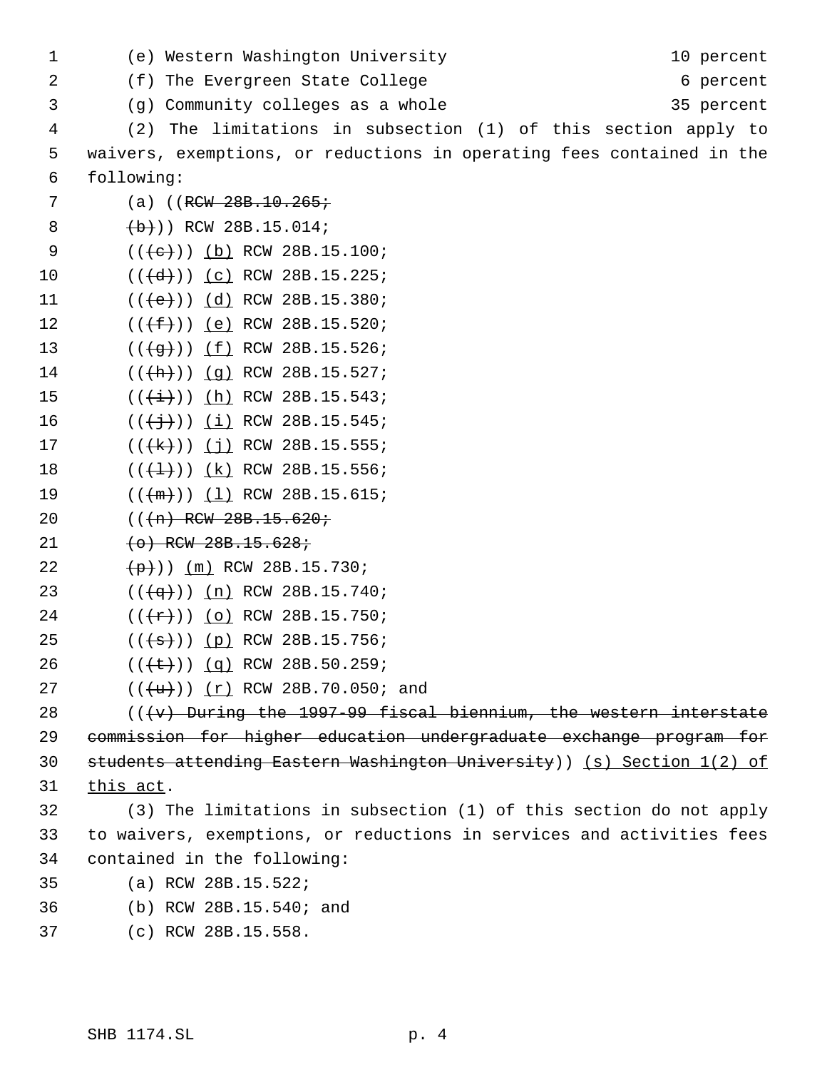(e) Western Washington University 10 percent
(f) The Evergreen State College 6 percent
(g) Community colleges as a whole 35 percent

(2) The limitations in subsection (1) of this section apply to waivers, exemptions, or reductions in operating fees contained in the following:

(a) ((~~RCW 28B.10.265;~~
~~(b)~~)) RCW 28B.15.014;
((~~(c)~~)) <u>(b)</u> RCW 28B.15.100;
((~~(d)~~)) <u>(c)</u> RCW 28B.15.225;
((~~(e)~~)) <u>(d)</u> RCW 28B.15.380;
((~~(f)~~)) <u>(e)</u> RCW 28B.15.520;
((~~(g)~~)) <u>(f)</u> RCW 28B.15.526;
((~~(h)~~)) <u>(g)</u> RCW 28B.15.527;
((~~(i)~~)) <u>(h)</u> RCW 28B.15.543;
((~~(j)~~)) <u>(i)</u> RCW 28B.15.545;
((~~(k)~~)) <u>(j)</u> RCW 28B.15.555;
((~~(l)~~)) <u>(k)</u> RCW 28B.15.556;
((~~(m)~~)) <u>(l)</u> RCW 28B.15.615;
((~~(n) RCW 28B.15.620;~~
~~(o) RCW 28B.15.628;~~
~~(p)~~)) <u>(m)</u> RCW 28B.15.730;
((~~(q)~~)) <u>(n)</u> RCW 28B.15.740;
((~~(r)~~)) <u>(o)</u> RCW 28B.15.750;
((~~(s)~~)) <u>(p)</u> RCW 28B.15.756;
((~~(t)~~)) <u>(q)</u> RCW 28B.50.259;
((~~(u)~~)) <u>(r)</u> RCW 28B.70.050; and
((~~(v) During the 1997-99 fiscal biennium, the western interstate commission for higher education undergraduate exchange program for students attending Eastern Washington University~~)) <u>(s) Section 1(2) of this act</u>.

(3) The limitations in subsection (1) of this section do not apply to waivers, exemptions, or reductions in services and activities fees contained in the following:

(a) RCW 28B.15.522;
(b) RCW 28B.15.540; and
(c) RCW 28B.15.558.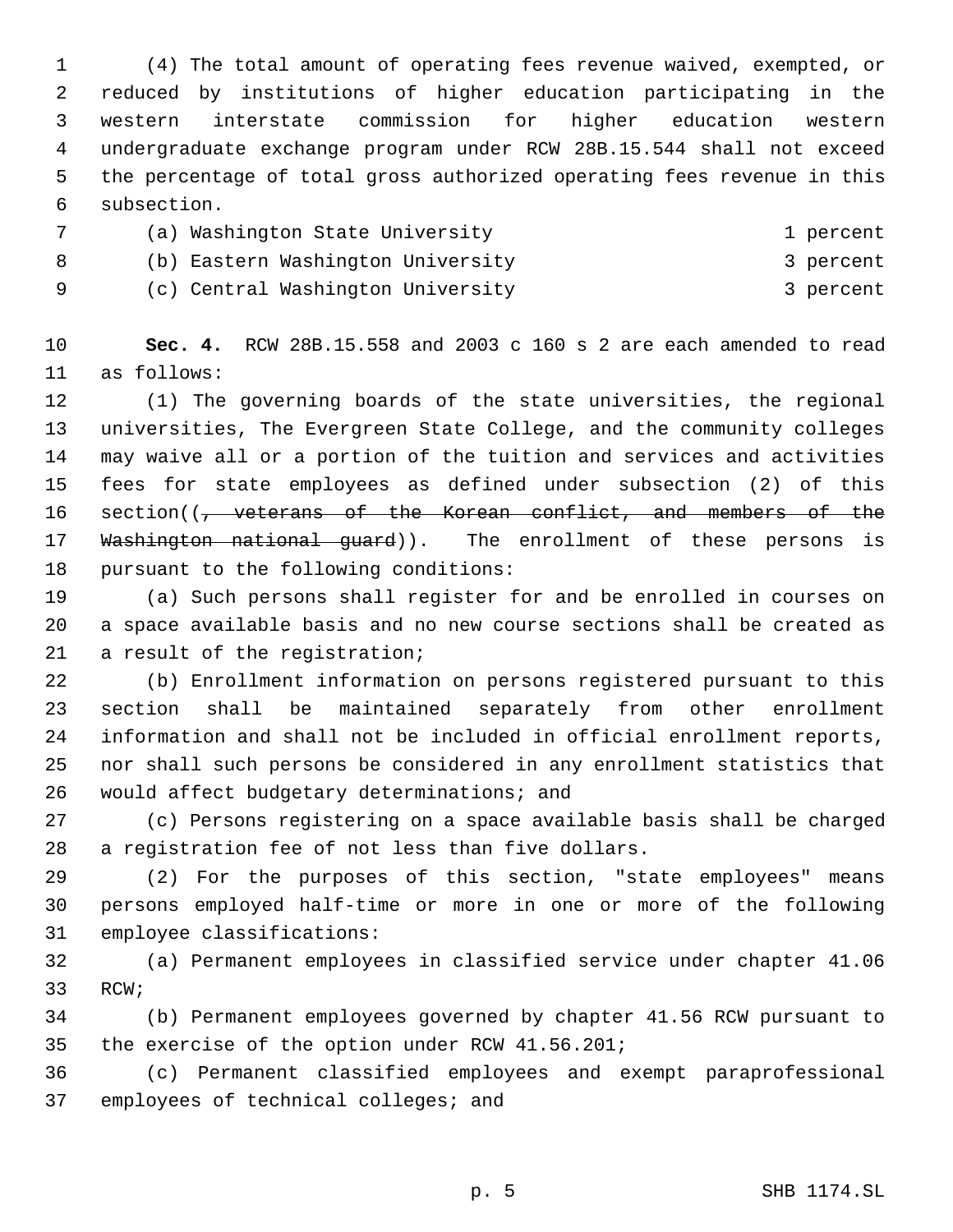(4) The total amount of operating fees revenue waived, exempted, or reduced by institutions of higher education participating in the western interstate commission for higher education western undergraduate exchange program under RCW 28B.15.544 shall not exceed the percentage of total gross authorized operating fees revenue in this subsection.

| | |
|---|---|
| (a) Washington State University | 1 percent |
| (b) Eastern Washington University | 3 percent |
| (c) Central Washington University | 3 percent |

**Sec. 4.** RCW 28B.15.558 and 2003 c 160 s 2 are each amended to read as follows:

(1) The governing boards of the state universities, the regional universities, The Evergreen State College, and the community colleges may waive all or a portion of the tuition and services and activities fees for state employees as defined under subsection (2) of this section((~~, veterans of the Korean conflict, and members of the Washington national guard~~)). The enrollment of these persons is pursuant to the following conditions:

(a) Such persons shall register for and be enrolled in courses on a space available basis and no new course sections shall be created as a result of the registration;

(b) Enrollment information on persons registered pursuant to this section shall be maintained separately from other enrollment information and shall not be included in official enrollment reports, nor shall such persons be considered in any enrollment statistics that would affect budgetary determinations; and

(c) Persons registering on a space available basis shall be charged a registration fee of not less than five dollars.

(2) For the purposes of this section, "state employees" means persons employed half-time or more in one or more of the following employee classifications:

(a) Permanent employees in classified service under chapter 41.06 RCW;

(b) Permanent employees governed by chapter 41.56 RCW pursuant to the exercise of the option under RCW 41.56.201;

(c) Permanent classified employees and exempt paraprofessional employees of technical colleges; and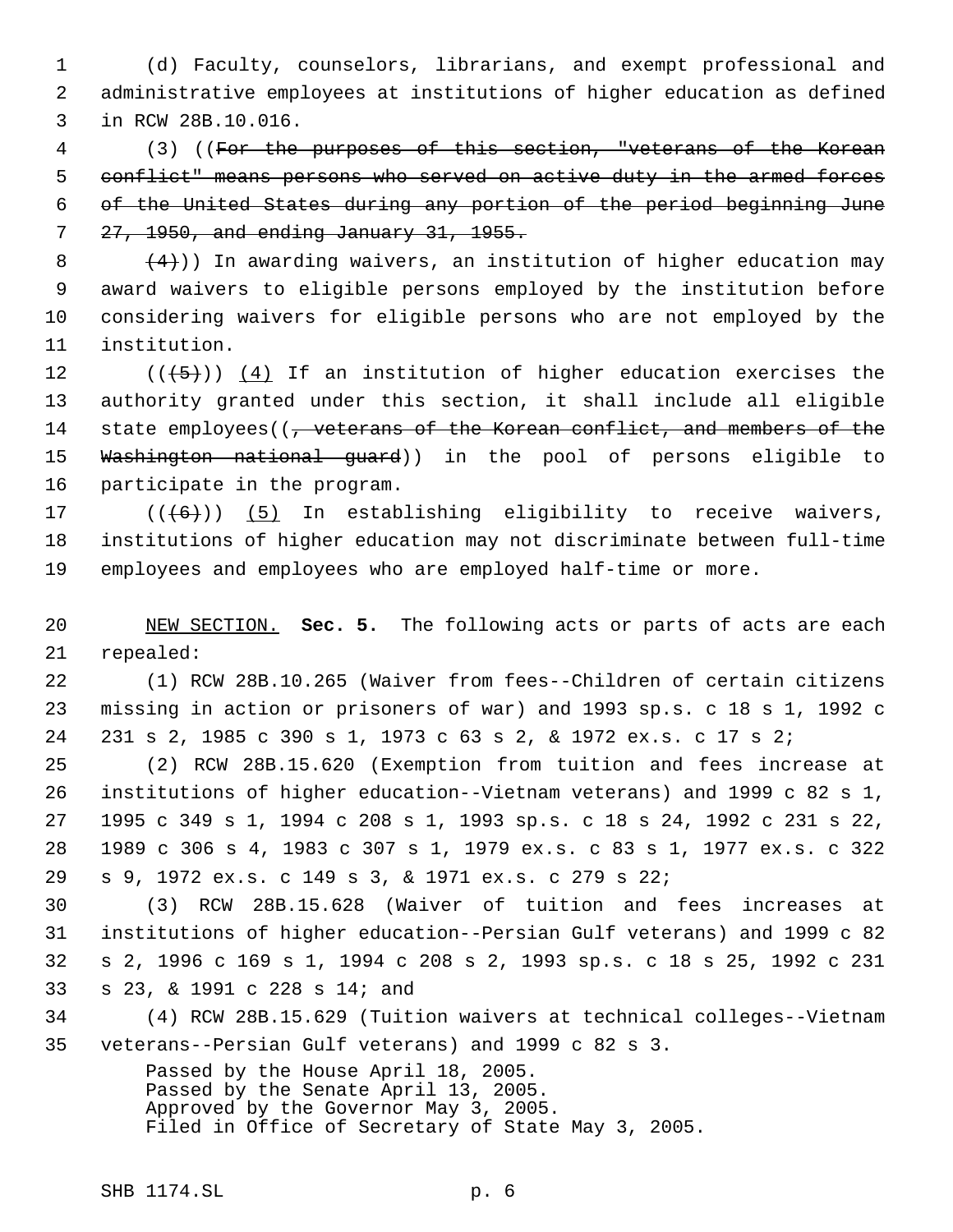(d) Faculty, counselors, librarians, and exempt professional and administrative employees at institutions of higher education as defined in RCW 28B.10.016.

(3) ((~~For the purposes of this section, "veterans of the Korean conflict" means persons who served on active duty in the armed forces of the United States during any portion of the period beginning June 27, 1950, and ending January 31, 1955.~~

~~(4)~~)) In awarding waivers, an institution of higher education may award waivers to eligible persons employed by the institution before considering waivers for eligible persons who are not employed by the institution.

((~~(5)~~)) <u>(4)</u> If an institution of higher education exercises the authority granted under this section, it shall include all eligible state employees((~~, veterans of the Korean conflict, and members of the Washington national guard~~)) in the pool of persons eligible to participate in the program.

((~~(6)~~)) <u>(5)</u> In establishing eligibility to receive waivers, institutions of higher education may not discriminate between full-time employees and employees who are employed half-time or more.

<u>NEW SECTION.</u> **Sec. 5.** The following acts or parts of acts are each repealed:

(1) RCW 28B.10.265 (Waiver from fees--Children of certain citizens missing in action or prisoners of war) and 1993 sp.s. c 18 s 1, 1992 c 231 s 2, 1985 c 390 s 1, 1973 c 63 s 2, & 1972 ex.s. c 17 s 2;

(2) RCW 28B.15.620 (Exemption from tuition and fees increase at institutions of higher education--Vietnam veterans) and 1999 c 82 s 1, 1995 c 349 s 1, 1994 c 208 s 1, 1993 sp.s. c 18 s 24, 1992 c 231 s 22, 1989 c 306 s 4, 1983 c 307 s 1, 1979 ex.s. c 83 s 1, 1977 ex.s. c 322 s 9, 1972 ex.s. c 149 s 3, & 1971 ex.s. c 279 s 22;

(3) RCW 28B.15.628 (Waiver of tuition and fees increases at institutions of higher education--Persian Gulf veterans) and 1999 c 82 s 2, 1996 c 169 s 1, 1994 c 208 s 2, 1993 sp.s. c 18 s 25, 1992 c 231 s 23, & 1991 c 228 s 14; and

(4) RCW 28B.15.629 (Tuition waivers at technical colleges--Vietnam veterans--Persian Gulf veterans) and 1999 c 82 s 3.

Passed by the House April 18, 2005.
Passed by the Senate April 13, 2005.
Approved by the Governor May 3, 2005.
Filed in Office of Secretary of State May 3, 2005.